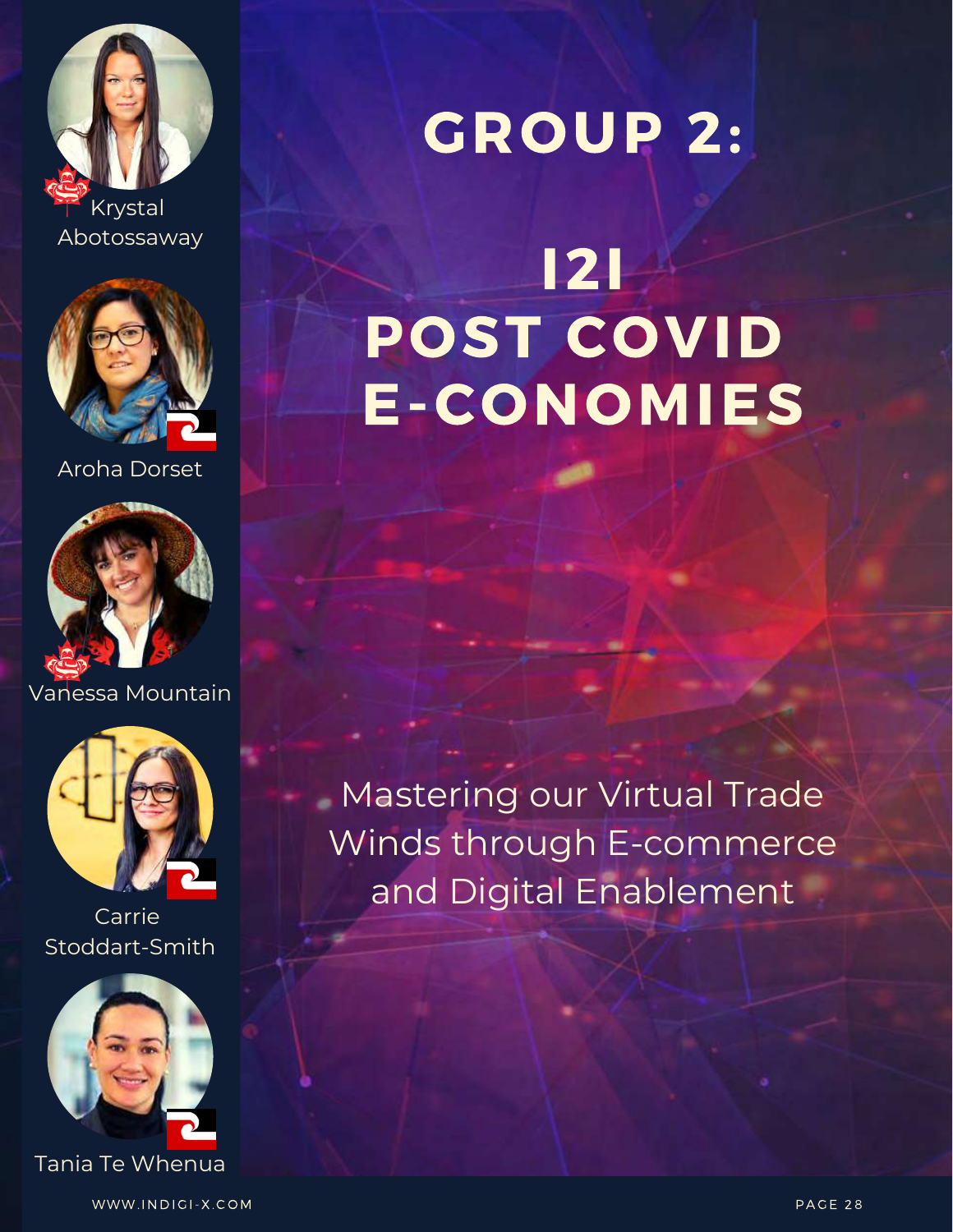Krystal Abotossaway

Aroha Dorset

Vanessa Mountain

Carrie Stoddart-Smith

Tania Te Whenua

# GROUP 2:

# I2I POST COVID E-CONOMIES

Mastering our Virtual Trade Winds through E-commerce and Digital Enablement

WWW.INDIGI-X.COM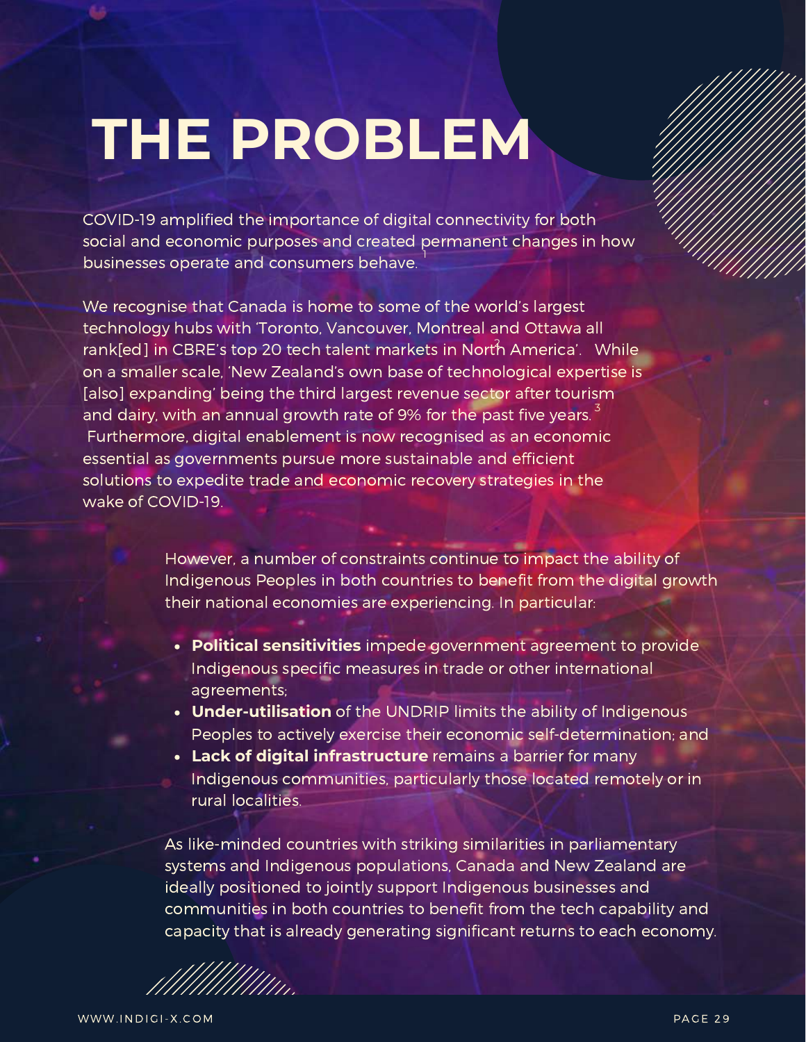# THE PROBLEM

COVID-19 amplified the importance of digital connectivity for both social and economic purposes and created permanent changes in how businesses operate and consumers behave.[1]

We recognise that Canada is home to some of the world's largest technology hubs with 'Toronto, Vancouver, Montreal and Ottawa all rank[ed] in CBRE's top 20 tech talent markets in North America'.[2] While on a smaller scale, 'New Zealand's own base of technological expertise is [also] expanding' being the third largest revenue sector after tourism and dairy, with an annual growth rate of 9% for the past five years.[3] Furthermore, digital enablement is now recognised as an economic essential as governments pursue more sustainable and efficient solutions to expedite trade and economic recovery strategies in the wake of COVID-19.

However, a number of constraints continue to impact the ability of Indigenous Peoples in both countries to benefit from the digital growth their national economies are experiencing. In particular:

- **Political sensitivities** impede government agreement to provide Indigenous specific measures in trade or other international agreements;
- **Under-utilisation** of the UNDRIP limits the ability of Indigenous Peoples to actively exercise their economic self-determination; and
- **Lack of digital infrastructure** remains a barrier for many Indigenous communities, particularly those located remotely or in rural localities.

As like-minded countries with striking similarities in parliamentary systems and Indigenous populations, Canada and New Zealand are ideally positioned to jointly support Indigenous businesses and communities in both countries to benefit from the tech capability and capacity that is already generating significant returns to each economy.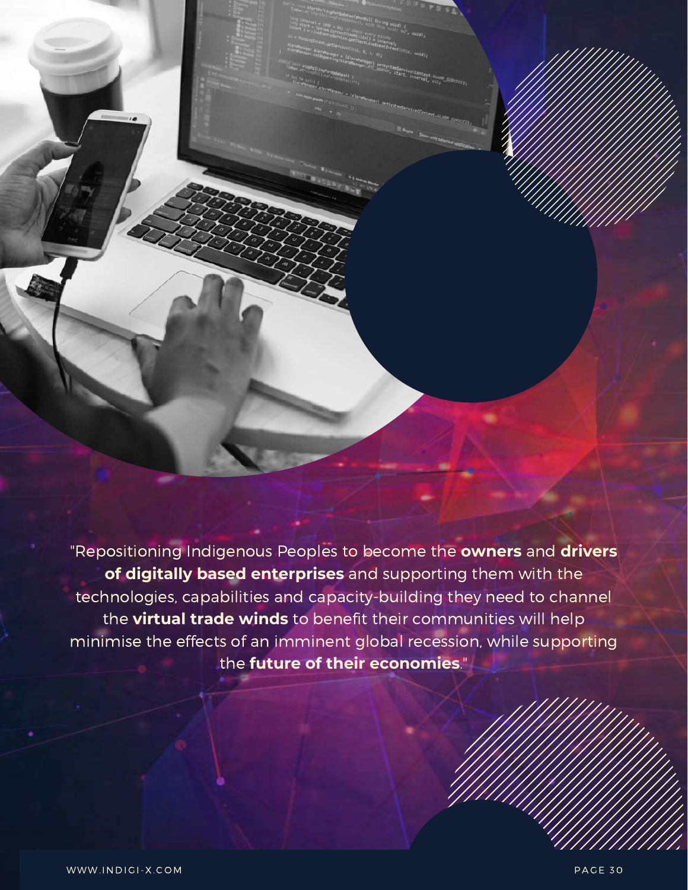"Repositioning Indigenous Peoples to become the **owners** and **drivers of digitally based enterprises** and supporting them with the technologies, capabilities and capacity-building they need to channel the **virtual trade winds** to benefit their communities will help minimise the effects of an imminent global recession, while supporting the **future of their economies**."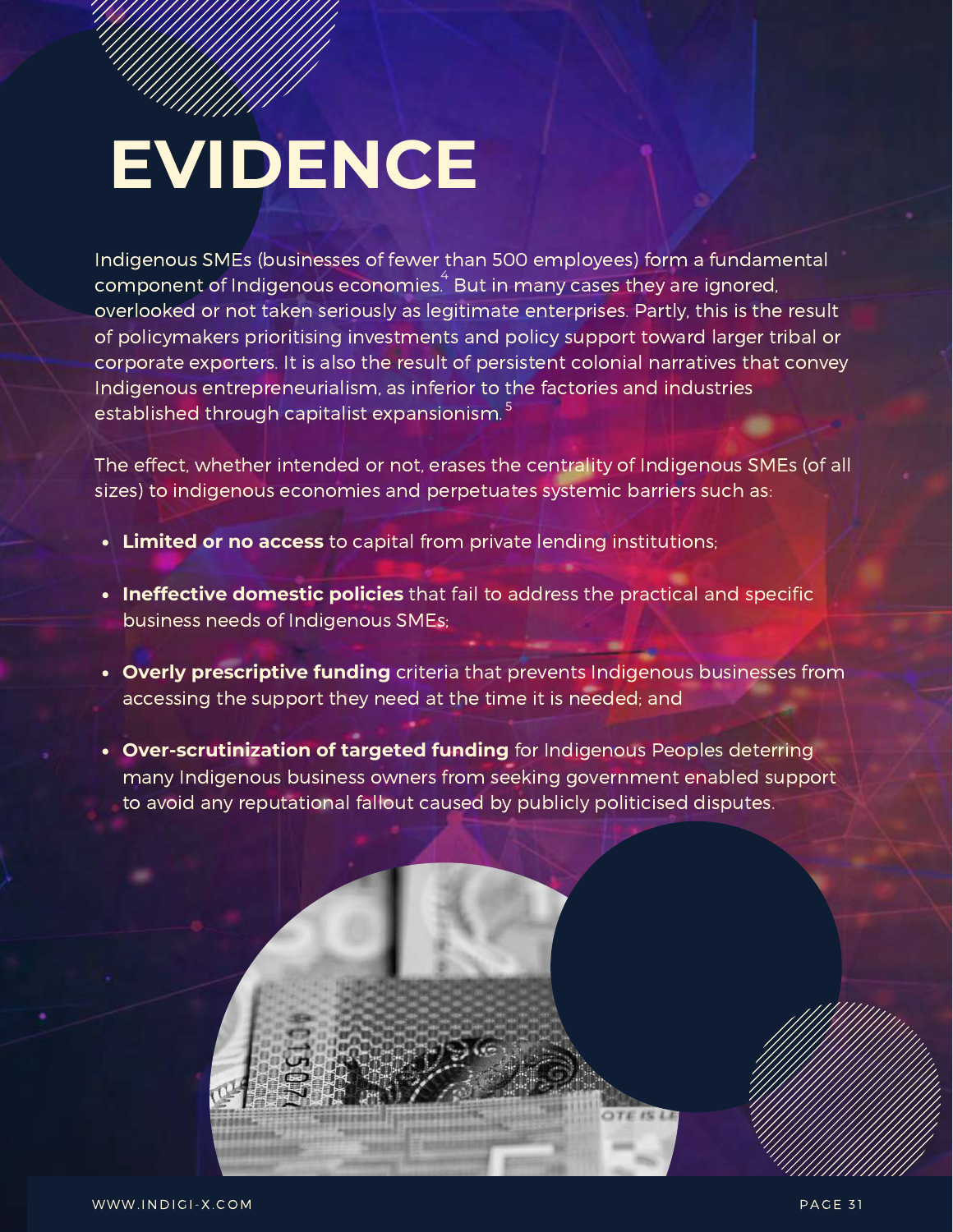# EVIDENCE

Indigenous SMEs (businesses of fewer than 500 employees) form a fundamental component of Indigenous economies.[4] But in many cases they are ignored, overlooked or not taken seriously as legitimate enterprises. Partly, this is the result of policymakers prioritising investments and policy support toward larger tribal or corporate exporters. It is also the result of persistent colonial narratives that convey Indigenous entrepreneurialism, as inferior to the factories and industries established through capitalist expansionism.[5]

The effect, whether intended or not, erases the centrality of Indigenous SMEs (of all sizes) to indigenous economies and perpetuates systemic barriers such as:

- **Limited or no access** to capital from private lending institutions;
- **Ineffective domestic policies** that fail to address the practical and specific business needs of Indigenous SMEs;
- **Overly prescriptive funding** criteria that prevents Indigenous businesses from accessing the support they need at the time it is needed; and
- **Over-scrutinization of targeted funding** for Indigenous Peoples deterring many Indigenous business owners from seeking government enabled support to avoid any reputational fallout caused by publicly politicised disputes.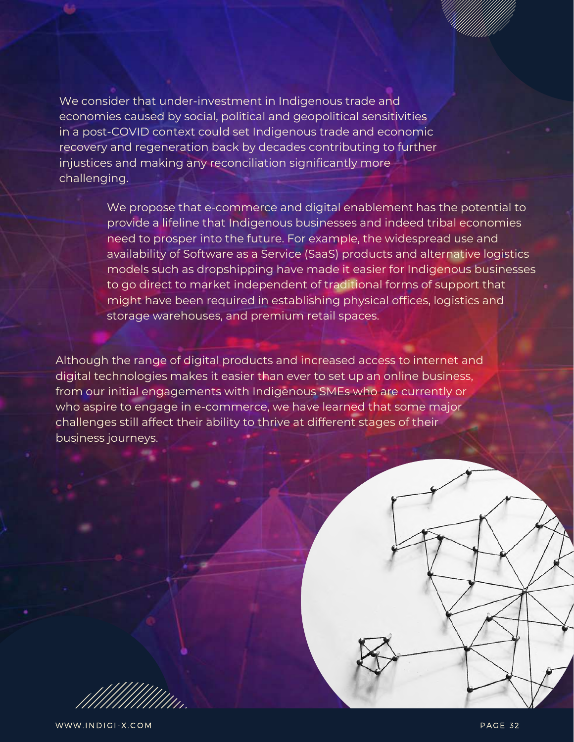We consider that under-investment in Indigenous trade and economies caused by social, political and geopolitical sensitivities in a post-COVID context could set Indigenous trade and economic recovery and regeneration back by decades contributing to further injustices and making any reconciliation significantly more challenging.

We propose that e-commerce and digital enablement has the potential to provide a lifeline that Indigenous businesses and indeed tribal economies need to prosper into the future. For example, the widespread use and availability of Software as a Service (SaaS) products and alternative logistics models such as dropshipping have made it easier for Indigenous businesses to go direct to market independent of traditional forms of support that might have been required in establishing physical offices, logistics and storage warehouses, and premium retail spaces.

Although the range of digital products and increased access to internet and digital technologies makes it easier than ever to set up an online business, from our initial engagements with Indigenous SMEs who are currently or who aspire to engage in e-commerce, we have learned that some major challenges still affect their ability to thrive at different stages of their business journeys.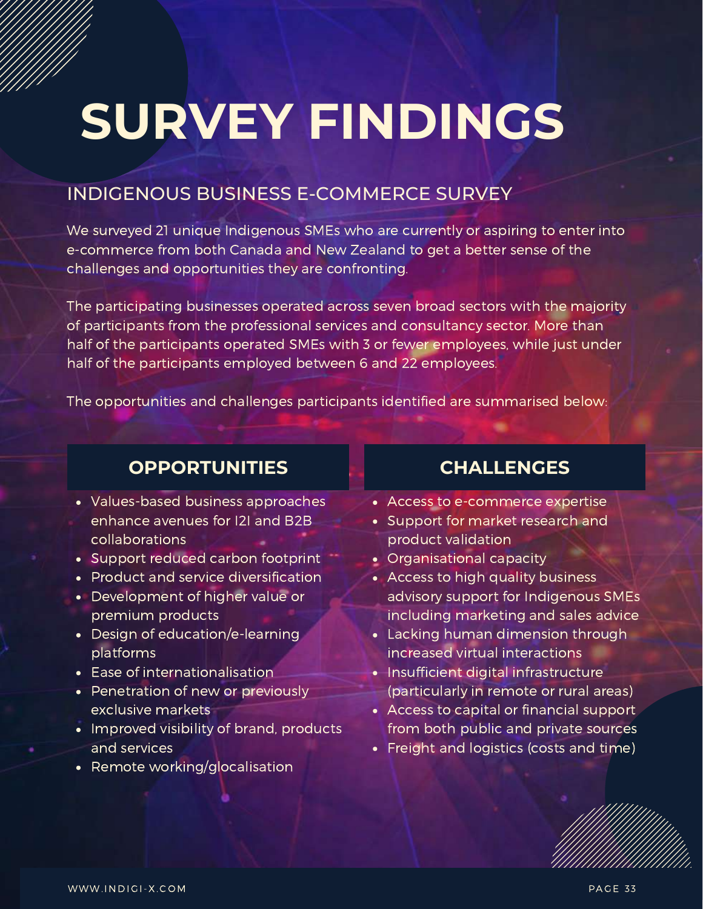# SURVEY FINDINGS

## INDIGENOUS BUSINESS E-COMMERCE SURVEY

We surveyed 21 unique Indigenous SMEs who are currently or aspiring to enter into e-commerce from both Canada and New Zealand to get a better sense of the challenges and opportunities they are confronting.

The participating businesses operated across seven broad sectors with the majority of participants from the professional services and consultancy sector. More than half of the participants operated SMEs with 3 or fewer employees, while just under half of the participants employed between 6 and 22 employees.

The opportunities and challenges participants identified are summarised below:

### OPPORTUNITIES

- Values-based business approaches enhance avenues for I2I and B2B collaborations
- Support reduced carbon footprint
- Product and service diversification
- Development of higher value or premium products
- Design of education/e-learning platforms
- Ease of internationalisation
- Penetration of new or previously exclusive markets
- Improved visibility of brand, products and services
- Remote working/glocalisation

### CHALLENGES

- Access to e-commerce expertise
- Support for market research and product validation
- Organisational capacity
- Access to high quality business advisory support for Indigenous SMEs including marketing and sales advice
- Lacking human dimension through increased virtual interactions
- Insufficient digital infrastructure (particularly in remote or rural areas)
- Access to capital or financial support from both public and private sources
- Freight and logistics (costs and time)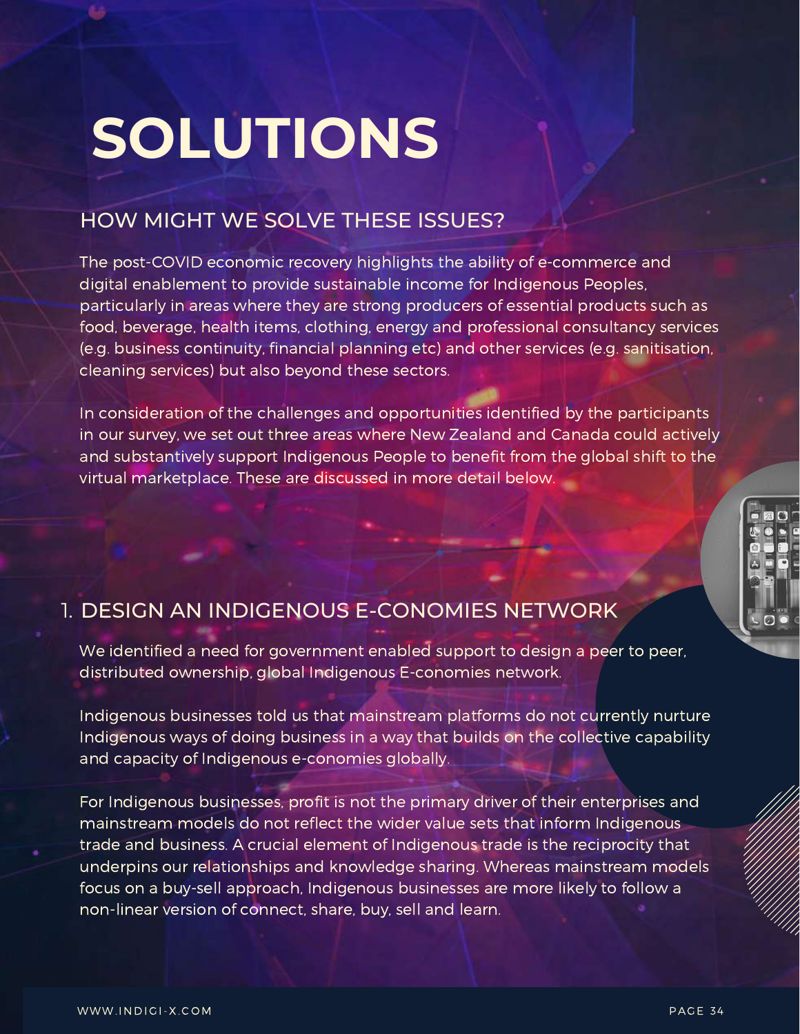# SOLUTIONS

## HOW MIGHT WE SOLVE THESE ISSUES?

The post-COVID economic recovery highlights the ability of e-commerce and digital enablement to provide sustainable income for Indigenous Peoples, particularly in areas where they are strong producers of essential products such as food, beverage, health items, clothing, energy and professional consultancy services (e.g. business continuity, financial planning etc) and other services (e.g. sanitisation, cleaning services) but also beyond these sectors.

In consideration of the challenges and opportunities identified by the participants in our survey, we set out three areas where New Zealand and Canada could actively and substantively support Indigenous People to benefit from the global shift to the virtual marketplace. These are discussed in more detail below.

## 1. DESIGN AN INDIGENOUS E-CONOMIES NETWORK

We identified a need for government enabled support to design a peer to peer, distributed ownership, global Indigenous E-conomies network.

Indigenous businesses told us that mainstream platforms do not currently nurture Indigenous ways of doing business in a way that builds on the collective capability and capacity of Indigenous e-conomies globally.

For Indigenous businesses, profit is not the primary driver of their enterprises and mainstream models do not reflect the wider value sets that inform Indigenous trade and business. A crucial element of Indigenous trade is the reciprocity that underpins our relationships and knowledge sharing. Whereas mainstream models focus on a buy-sell approach, Indigenous businesses are more likely to follow a non-linear version of connect, share, buy, sell and learn.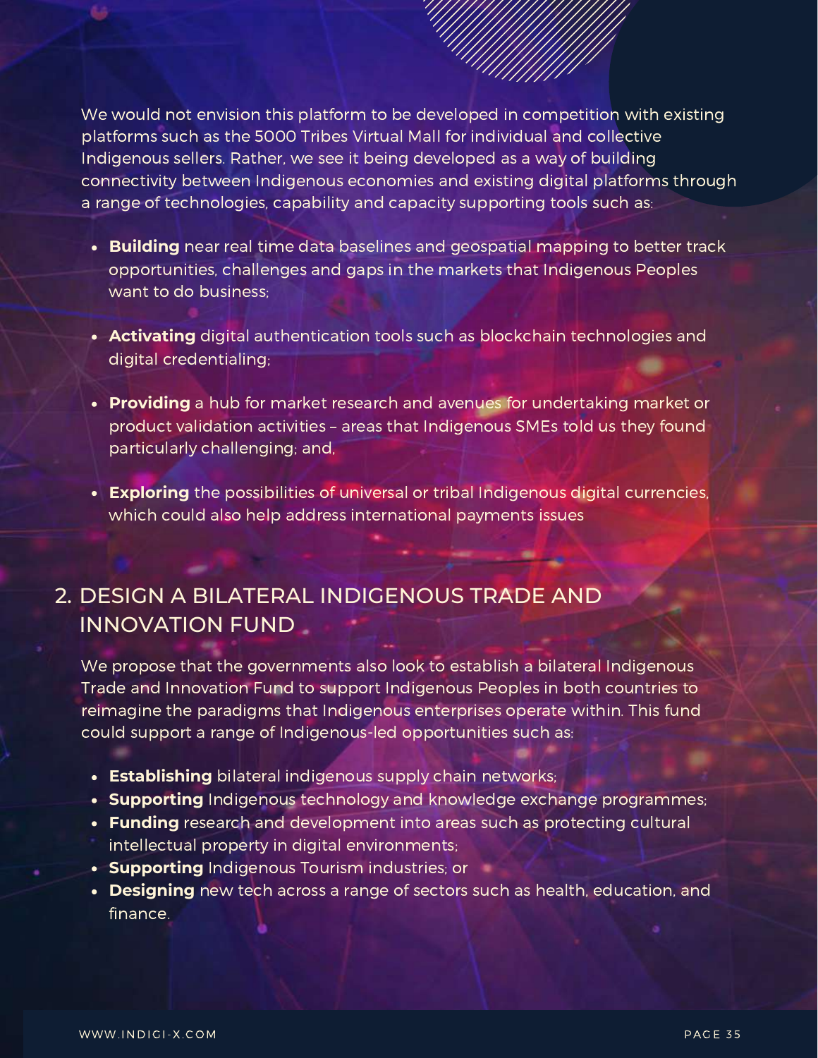We would not envision this platform to be developed in competition with existing platforms such as the 5000 Tribes Virtual Mall for individual and collective Indigenous sellers. Rather, we see it being developed as a way of building connectivity between Indigenous economies and existing digital platforms through a range of technologies, capability and capacity supporting tools such as:

- **Building** near real time data baselines and geospatial mapping to better track opportunities, challenges and gaps in the markets that Indigenous Peoples want to do business;
- **Activating** digital authentication tools such as blockchain technologies and digital credentialing;
- **Providing** a hub for market research and avenues for undertaking market or product validation activities – areas that Indigenous SMEs told us they found particularly challenging; and,
- **Exploring** the possibilities of universal or tribal Indigenous digital currencies, which could also help address international payments issues

## 2. DESIGN A BILATERAL INDIGENOUS TRADE AND INNOVATION FUND

We propose that the governments also look to establish a bilateral Indigenous Trade and Innovation Fund to support Indigenous Peoples in both countries to reimagine the paradigms that Indigenous enterprises operate within. This fund could support a range of Indigenous-led opportunities such as:

- **Establishing** bilateral indigenous supply chain networks;
- **Supporting** Indigenous technology and knowledge exchange programmes;
- **Funding** research and development into areas such as protecting cultural intellectual property in digital environments;
- **Supporting** Indigenous Tourism industries; or
- **Designing** new tech across a range of sectors such as health, education, and finance.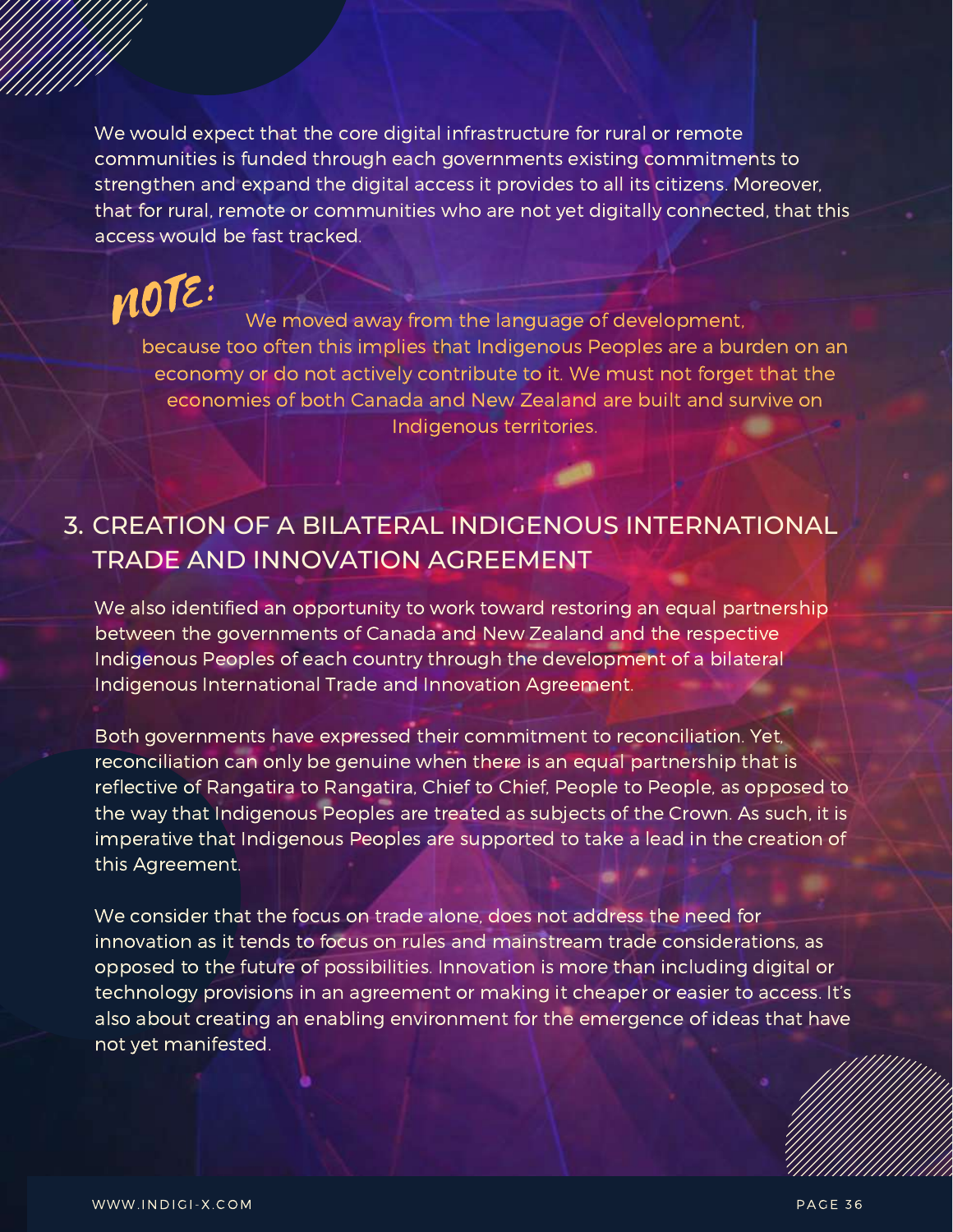We would expect that the core digital infrastructure for rural or remote communities is funded through each governments existing commitments to strengthen and expand the digital access it provides to all its citizens. Moreover, that for rural, remote or communities who are not yet digitally connected, that this access would be fast tracked.

**NOTE:** We moved away from the language of development, because too often this implies that Indigenous Peoples are a burden on an economy or do not actively contribute to it. We must not forget that the economies of both Canada and New Zealand are built and survive on Indigenous territories.

## 3. CREATION OF A BILATERAL INDIGENOUS INTERNATIONAL TRADE AND INNOVATION AGREEMENT

We also identified an opportunity to work toward restoring an equal partnership between the governments of Canada and New Zealand and the respective Indigenous Peoples of each country through the development of a bilateral Indigenous International Trade and Innovation Agreement.

Both governments have expressed their commitment to reconciliation. Yet, reconciliation can only be genuine when there is an equal partnership that is reflective of Rangatira to Rangatira, Chief to Chief, People to People, as opposed to the way that Indigenous Peoples are treated as subjects of the Crown. As such, it is imperative that Indigenous Peoples are supported to take a lead in the creation of this Agreement.

We consider that the focus on trade alone, does not address the need for innovation as it tends to focus on rules and mainstream trade considerations, as opposed to the future of possibilities. Innovation is more than including digital or technology provisions in an agreement or making it cheaper or easier to access. It's also about creating an enabling environment for the emergence of ideas that have not yet manifested.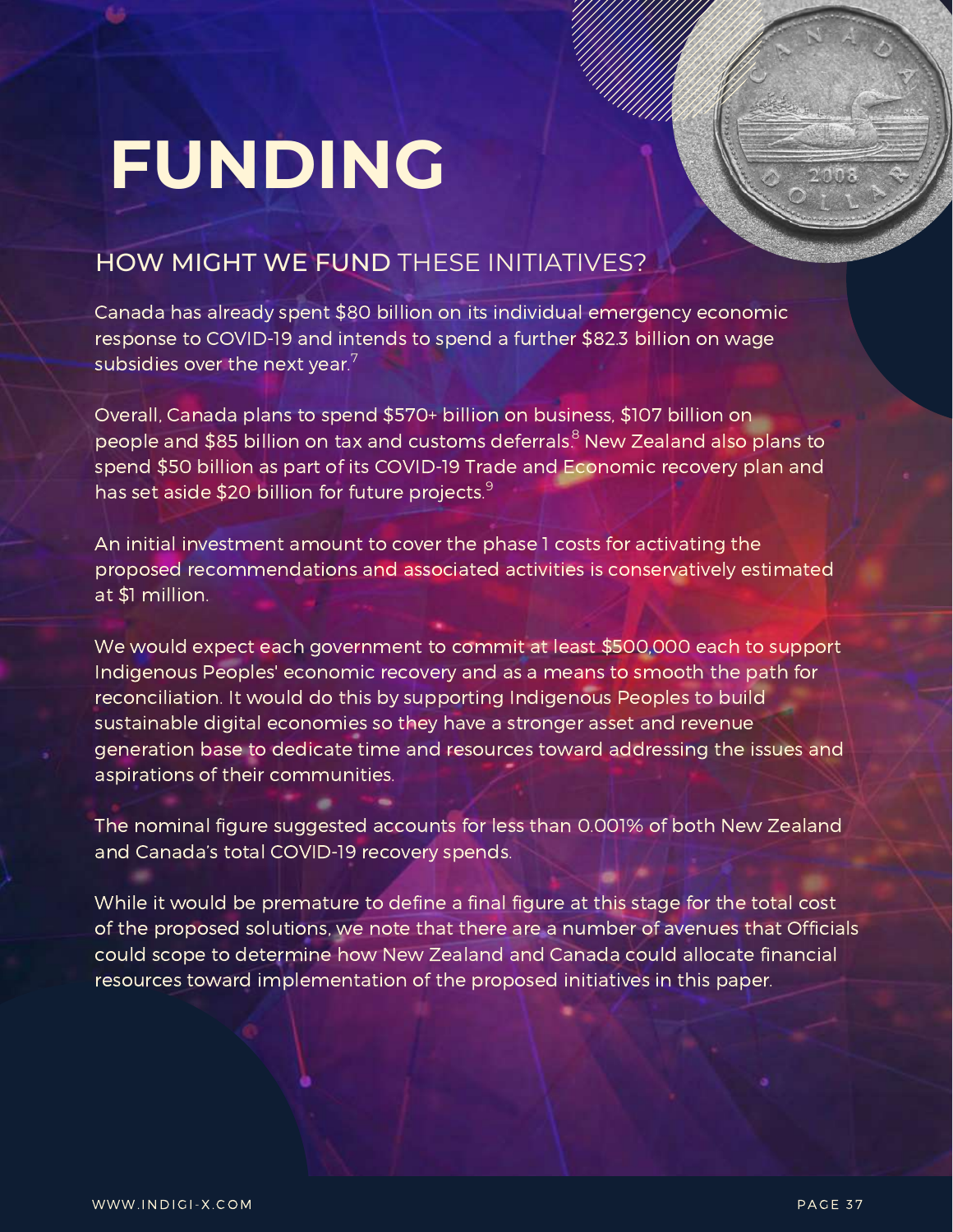# FUNDING

## HOW MIGHT WE FUND THESE INITIATIVES?

Canada has already spent $80 billion on its individual emergency economic response to COVID-19 and intends to spend a further $82.3 billion on wage subsidies over the next year.[7]

Overall, Canada plans to spend $570+ billion on business, $107 billion on people and $85 billion on tax and customs deferrals.[8] New Zealand also plans to spend $50 billion as part of its COVID-19 Trade and Economic recovery plan and has set aside $20 billion for future projects.[9]

An initial investment amount to cover the phase 1 costs for activating the proposed recommendations and associated activities is conservatively estimated at $1 million.

We would expect each government to commit at least $500,000 each to support Indigenous Peoples' economic recovery and as a means to smooth the path for reconciliation. It would do this by supporting Indigenous Peoples to build sustainable digital economies so they have a stronger asset and revenue generation base to dedicate time and resources toward addressing the issues and aspirations of their communities.

The nominal figure suggested accounts for less than 0.001% of both New Zealand and Canada's total COVID-19 recovery spends.

While it would be premature to define a final figure at this stage for the total cost of the proposed solutions, we note that there are a number of avenues that Officials could scope to determine how New Zealand and Canada could allocate financial resources toward implementation of the proposed initiatives in this paper.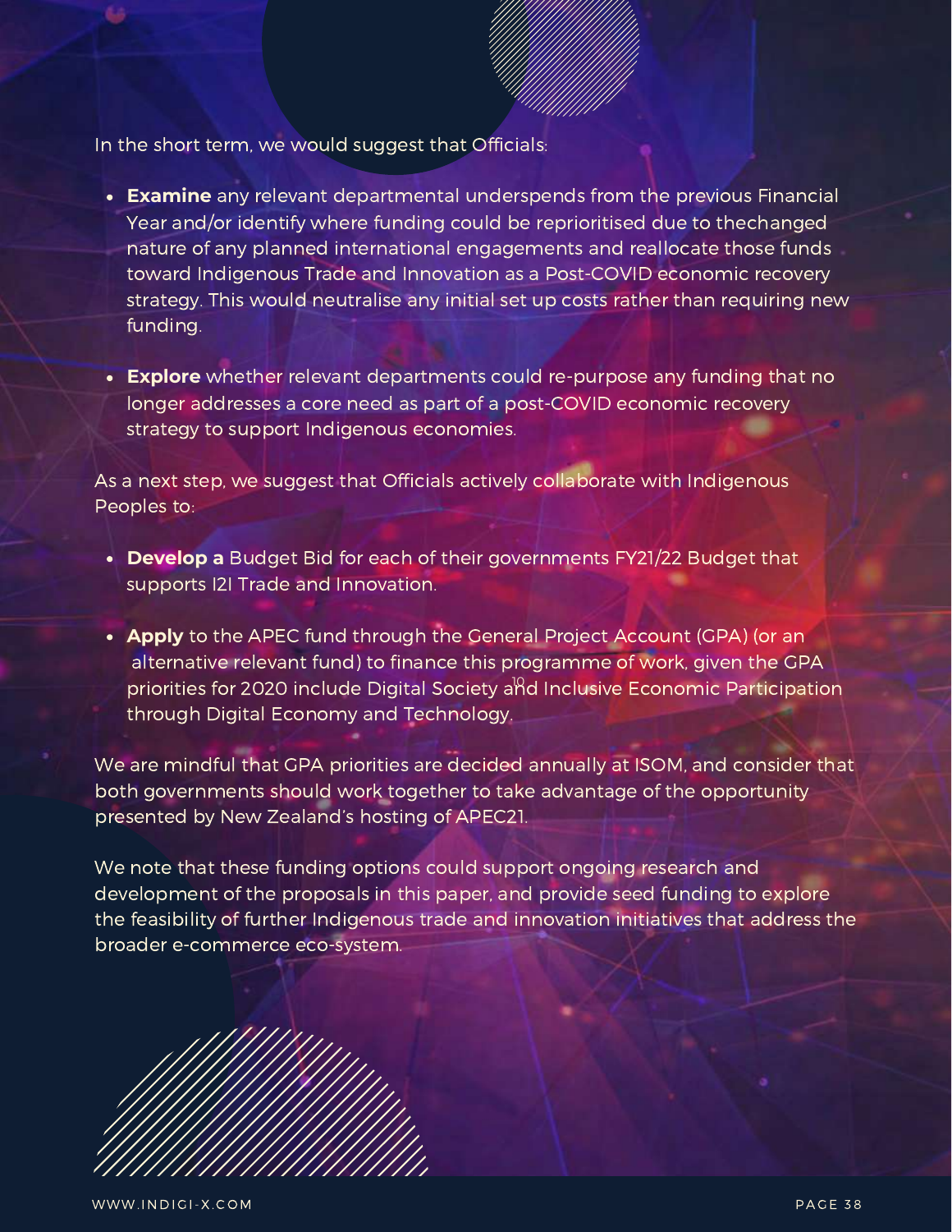In the short term, we would suggest that Officials:

- **Examine** any relevant departmental underspends from the previous Financial Year and/or identify where funding could be reprioritised due to thechanged nature of any planned international engagements and reallocate those funds toward Indigenous Trade and Innovation as a Post-COVID economic recovery strategy. This would neutralise any initial set up costs rather than requiring new funding.

- **Explore** whether relevant departments could re-purpose any funding that no longer addresses a core need as part of a post-COVID economic recovery strategy to support Indigenous economies.

As a next step, we suggest that Officials actively collaborate with Indigenous Peoples to:

- **Develop a** Budget Bid for each of their governments FY21/22 Budget that supports I2I Trade and Innovation.

- **Apply** to the APEC fund through the General Project Account (GPA) (or an alternative relevant fund) to finance this programme of work, given the GPA priorities for 2020 include Digital Society and Inclusive Economic Participation through Digital Economy and Technology.[10]

We are mindful that GPA priorities are decided annually at ISOM, and consider that both governments should work together to take advantage of the opportunity presented by New Zealand's hosting of APEC21.

We note that these funding options could support ongoing research and development of the proposals in this paper, and provide seed funding to explore the feasibility of further Indigenous trade and innovation initiatives that address the broader e-commerce eco-system.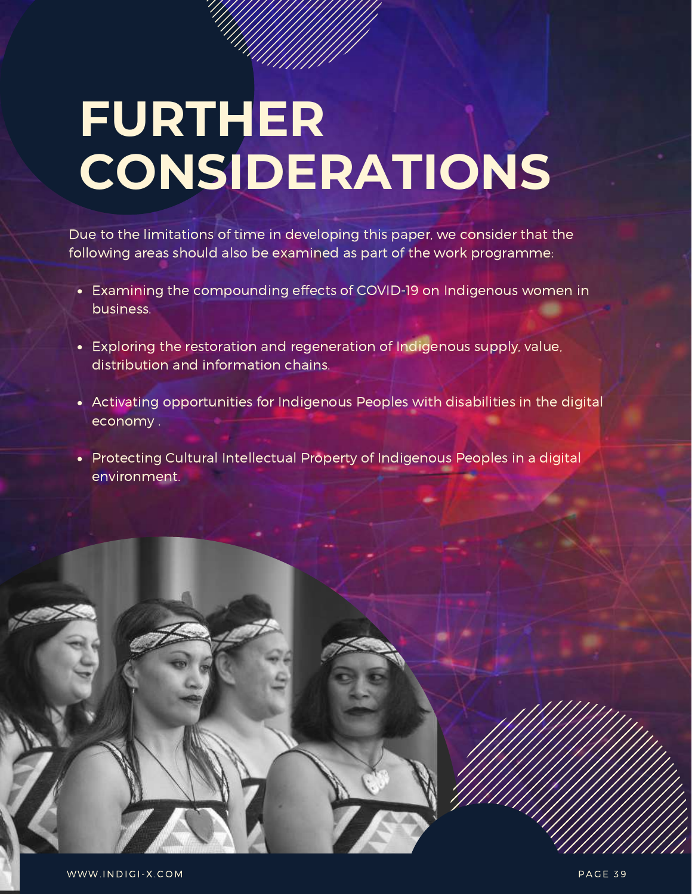# FURTHER CONSIDERATIONS

Due to the limitations of time in developing this paper, we consider that the following areas should also be examined as part of the work programme:

- Examining the compounding effects of COVID-19 on Indigenous women in business.
- Exploring the restoration and regeneration of Indigenous supply, value, distribution and information chains.
- Activating opportunities for Indigenous Peoples with disabilities in the digital economy .
- Protecting Cultural Intellectual Property of Indigenous Peoples in a digital environment.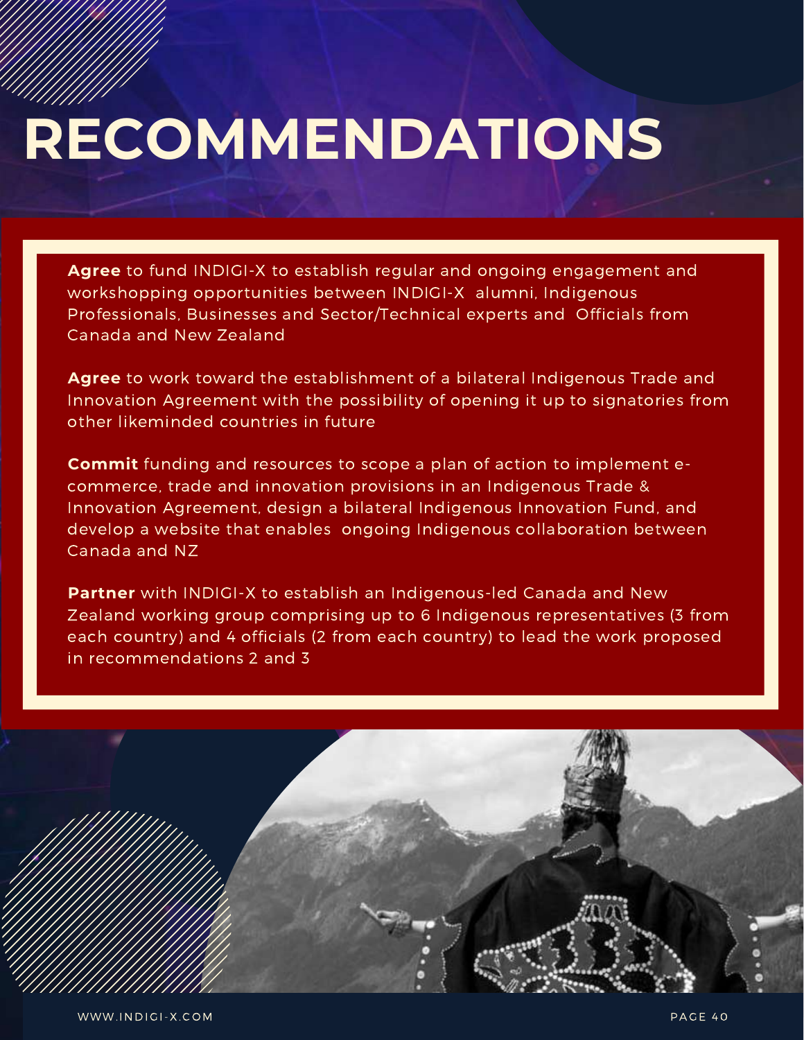# RECOMMENDATIONS

**Agree** to fund INDIGI-X to establish regular and ongoing engagement and workshopping opportunities between INDIGI-X alumni, Indigenous Professionals, Businesses and Sector/Technical experts and Officials from Canada and New Zealand

**Agree** to work toward the establishment of a bilateral Indigenous Trade and Innovation Agreement with the possibility of opening it up to signatories from other likeminded countries in future

**Commit** funding and resources to scope a plan of action to implement e-commerce, trade and innovation provisions in an Indigenous Trade & Innovation Agreement, design a bilateral Indigenous Innovation Fund, and develop a website that enables ongoing Indigenous collaboration between Canada and NZ

**Partner** with INDIGI-X to establish an Indigenous-led Canada and New Zealand working group comprising up to 6 Indigenous representatives (3 from each country) and 4 officials (2 from each country) to lead the work proposed in recommendations 2 and 3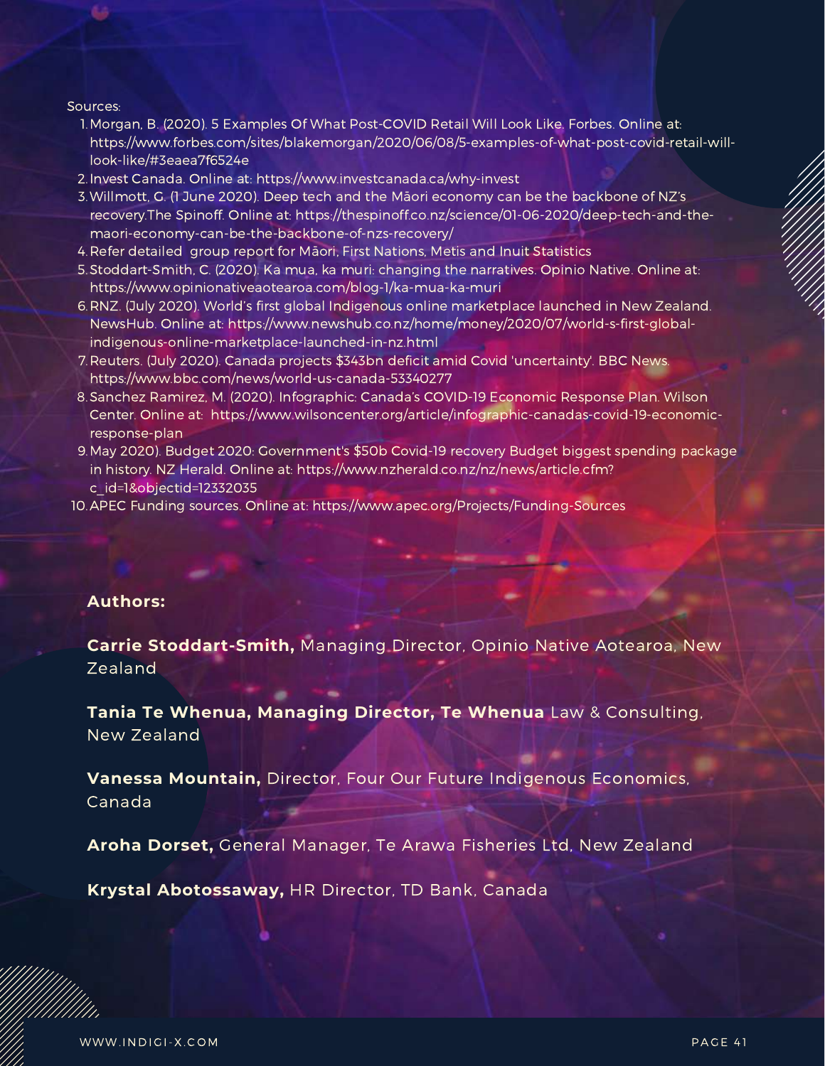Sources:

1. Morgan, B. (2020). 5 Examples Of What Post-COVID Retail Will Look Like. Forbes. Online at: https://www.forbes.com/sites/blakemorgan/2020/06/08/5-examples-of-what-post-covid-retail-will-look-like/#3eaea7f6524e
2. Invest Canada. Online at: https://www.investcanada.ca/why-invest
3. Willmott, G. (1 June 2020). Deep tech and the Māori economy can be the backbone of NZ's recovery.The Spinoff. Online at: https://thespinoff.co.nz/science/01-06-2020/deep-tech-and-the-maori-economy-can-be-the-backbone-of-nzs-recovery/
4. Refer detailed group report for Māori, First Nations, Metis and Inuit Statistics
5. Stoddart-Smith, C. (2020). Ka mua, ka muri: changing the narratives. Opinio Native. Online at: https://www.opinionativeaotearoa.com/blog-1/ka-mua-ka-muri
6. RNZ. (July 2020). World's first global Indigenous online marketplace launched in New Zealand. NewsHub. Online at: https://www.newshub.co.nz/home/money/2020/07/world-s-first-global-indigenous-online-marketplace-launched-in-nz.html
7. Reuters. (July 2020). Canada projects $343bn deficit amid Covid 'uncertainty'. BBC News. https://www.bbc.com/news/world-us-canada-53340277
8. Sanchez Ramirez, M. (2020). Infographic: Canada's COVID-19 Economic Response Plan. Wilson Center. Online at: https://www.wilsoncenter.org/article/infographic-canadas-covid-19-economic-response-plan
9. May 2020). Budget 2020: Government's $50b Covid-19 recovery Budget biggest spending package in history. NZ Herald. Online at: https://www.nzherald.co.nz/nz/news/article.cfm?c_id=1&objectid=12332035
10. APEC Funding sources. Online at: https://www.apec.org/Projects/Funding-Sources

**Authors:**

**Carrie Stoddart-Smith,** Managing Director, Opinio Native Aotearoa, New Zealand

**Tania Te Whenua, Managing Director, Te Whenua** Law & Consulting, New Zealand

**Vanessa Mountain,** Director, Four Our Future Indigenous Economics, Canada

**Aroha Dorset,** General Manager, Te Arawa Fisheries Ltd, New Zealand

**Krystal Abotossaway,** HR Director, TD Bank, Canada